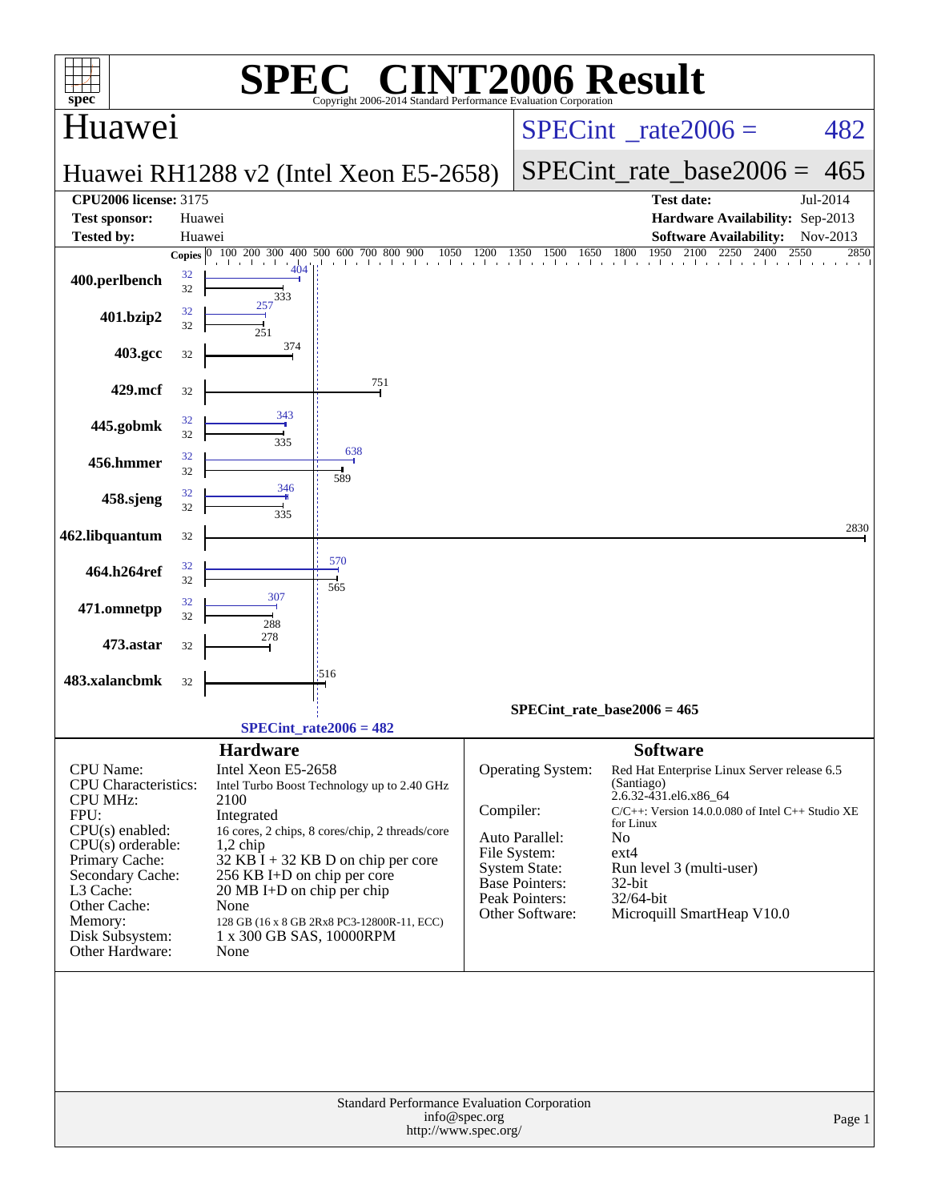# SPEC® CINT2006 Result

Copyright 2006-2014 Standard Performance Evaluation Corporation

## Huawei

**Huawei RH1288 v2 (Intel Xeon E5-2658)**

SPECint_rate2006 = 482

SPECint_rate_base2006 = 465

| | | | |
|---|---|---|---|
| **CPU2006 license:** 3175 | | **Test date:** | Jul-2014 |
| **Test sponsor:** | Huawei | **Hardware Availability:** | Sep-2013 |
| **Tested by:** | Huawei | **Software Availability:** | Nov-2013 |

| Benchmark | Copies | Peak | Base |
|---|---|---|---|
| 400.perlbench | 32 | 404 | 333 |
| 401.bzip2 | 32 | 257 | 251 |
| 403.gcc | 32 | | 374 |
| 429.mcf | 32 | | 751 |
| 445.gobmk | 32 | 343 | 335 |
| 456.hmmer | 32 | 638 | 589 |
| 458.sjeng | 32 | 346 | 335 |
| 462.libquantum | 32 | | 2830 |
| 464.h264ref | 32 | 570 | 565 |
| 471.omnetpp | 32 | 307 | 288 |
| 473.astar | 32 | | 278 |
| 483.xalancbmk | 32 | | 516 |

SPECint_rate_base2006 = 465

SPECint_rate2006 = 482

### Hardware

| | |
|---|---|
| CPU Name: | Intel Xeon E5-2658 |
| CPU Characteristics: | Intel Turbo Boost Technology up to 2.40 GHz |
| CPU MHz: | 2100 |
| FPU: | Integrated |
| CPU(s) enabled: | 16 cores, 2 chips, 8 cores/chip, 2 threads/core |
| CPU(s) orderable: | 1,2 chip |
| Primary Cache: | 32 KB I + 32 KB D on chip per core |
| Secondary Cache: | 256 KB I+D on chip per core |
| L3 Cache: | 20 MB I+D on chip per chip |
| Other Cache: | None |
| Memory: | 128 GB (16 x 8 GB 2Rx8 PC3-12800R-11, ECC) |
| Disk Subsystem: | 1 x 300 GB SAS, 10000RPM |
| Other Hardware: | None |

### Software

| | |
|---|---|
| Operating System: | Red Hat Enterprise Linux Server release 6.5 (Santiago) 2.6.32-431.el6.x86_64 |
| Compiler: | C/C++: Version 14.0.0.080 of Intel C++ Studio XE for Linux |
| Auto Parallel: | No |
| File System: | ext4 |
| System State: | Run level 3 (multi-user) |
| Base Pointers: | 32-bit |
| Peak Pointers: | 32/64-bit |
| Other Software: | Microquill SmartHeap V10.0 |

Standard Performance Evaluation Corporation
info@spec.org
http://www.spec.org/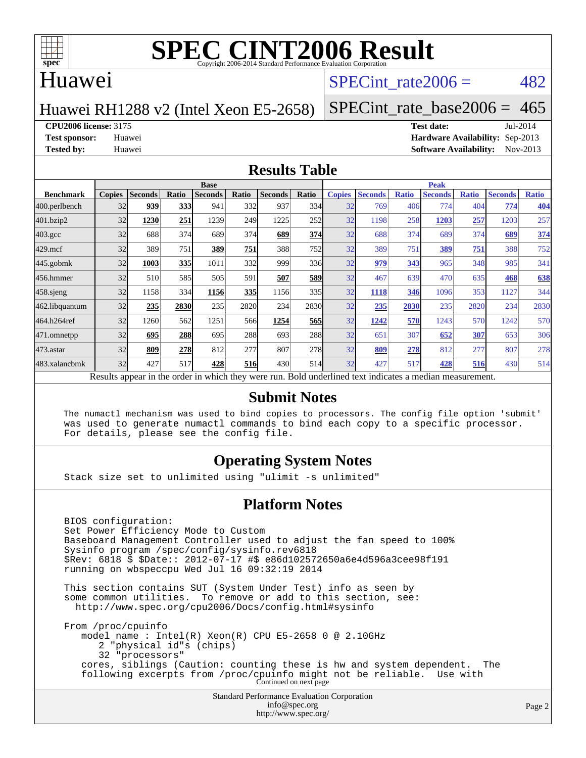# SPEC CINT2006 Result

Copyright 2006-2014 Standard Performance Evaluation Corporation

## Huawei

Huawei RH1288 v2 (Intel Xeon E5-2658)

SPECint_rate2006 = 482

SPECint_rate_base2006 = 465

**CPU2006 license:** 3175
**Test sponsor:** Huawei
**Tested by:** Huawei

**Test date:** Jul-2014
**Hardware Availability:** Sep-2013
**Software Availability:** Nov-2013

## Results Table

| Benchmark | Base | | | | | | | Peak | | | | | | |
|---|---|---|---|---|---|---|---|---|---|---|---|---|---|---|
| | Copies | Seconds | Ratio | Seconds | Ratio | Seconds | Ratio | Copies | Seconds | Ratio | Seconds | Ratio | Seconds | Ratio |
| 400.perlbench | 32 | **939** | **333** | 941 | 332 | 937 | 334 | 32 | 769 | 406 | 774 | 404 | **774** | **404** |
| 401.bzip2 | 32 | **1230** | **251** | 1239 | 249 | 1225 | 252 | 32 | 1198 | 258 | **1203** | **257** | 1203 | 257 |
| 403.gcc | 32 | 688 | 374 | 689 | 374 | **689** | **374** | 32 | 688 | 374 | 689 | 374 | **689** | **374** |
| 429.mcf | 32 | 389 | 751 | **389** | **751** | 388 | 752 | 32 | 389 | 751 | **389** | **751** | 388 | 752 |
| 445.gobmk | 32 | **1003** | **335** | 1011 | 332 | 999 | 336 | 32 | **979** | **343** | 965 | 348 | 985 | 341 |
| 456.hmmer | 32 | 510 | 585 | 505 | 591 | **507** | **589** | 32 | 467 | 639 | 470 | 635 | **468** | **638** |
| 458.sjeng | 32 | 1158 | 334 | **1156** | **335** | 1156 | 335 | 32 | **1118** | **346** | 1096 | 353 | 1127 | 344 |
| 462.libquantum | 32 | **235** | **2830** | 235 | 2820 | 234 | 2830 | 32 | **235** | **2830** | 235 | 2820 | 234 | 2830 |
| 464.h264ref | 32 | 1260 | 562 | 1251 | 566 | **1254** | **565** | 32 | **1242** | **570** | 1243 | 570 | 1242 | 570 |
| 471.omnetpp | 32 | **695** | **288** | 695 | 288 | 693 | 288 | 32 | 651 | 307 | **652** | **307** | 653 | 306 |
| 473.astar | 32 | **809** | **278** | 812 | 277 | 807 | 278 | 32 | **809** | **278** | 812 | 277 | 807 | 278 |
| 483.xalancbmk | 32 | 427 | 517 | **428** | **516** | 430 | 514 | 32 | 427 | 517 | **428** | **516** | 430 | 514 |

Results appear in the order in which they were run. Bold underlined text indicates a median measurement.

## Submit Notes

```
The numactl mechanism was used to bind copies to processors. The config file option 'submit'
was used to generate numactl commands to bind each copy to a specific processor.
For details, please see the config file.
```

## Operating System Notes

```
Stack size set to unlimited using "ulimit -s unlimited"
```

## Platform Notes

```
BIOS configuration:
Set Power Efficiency Mode to Custom
Baseboard Management Controller used to adjust the fan speed to 100%
Sysinfo program /spec/config/sysinfo.rev6818
$Rev: 6818 $ $Date:: 2012-07-17 #$ e86d102572650a6e4d596a3cee98f191
running on wbspeccpu Wed Jul 16 09:32:19 2014

This section contains SUT (System Under Test) info as seen by
some common utilities.  To remove or add to this section, see:
  http://www.spec.org/cpu2006/Docs/config.html#sysinfo

From /proc/cpuinfo
   model name : Intel(R) Xeon(R) CPU E5-2658 0 @ 2.10GHz
      2 "physical id"s (chips)
      32 "processors"
   cores, siblings (Caution: counting these is hw and system dependent.  The
   following excerpts from /proc/cpuinfo might not be reliable.  Use with
```

Continued on next page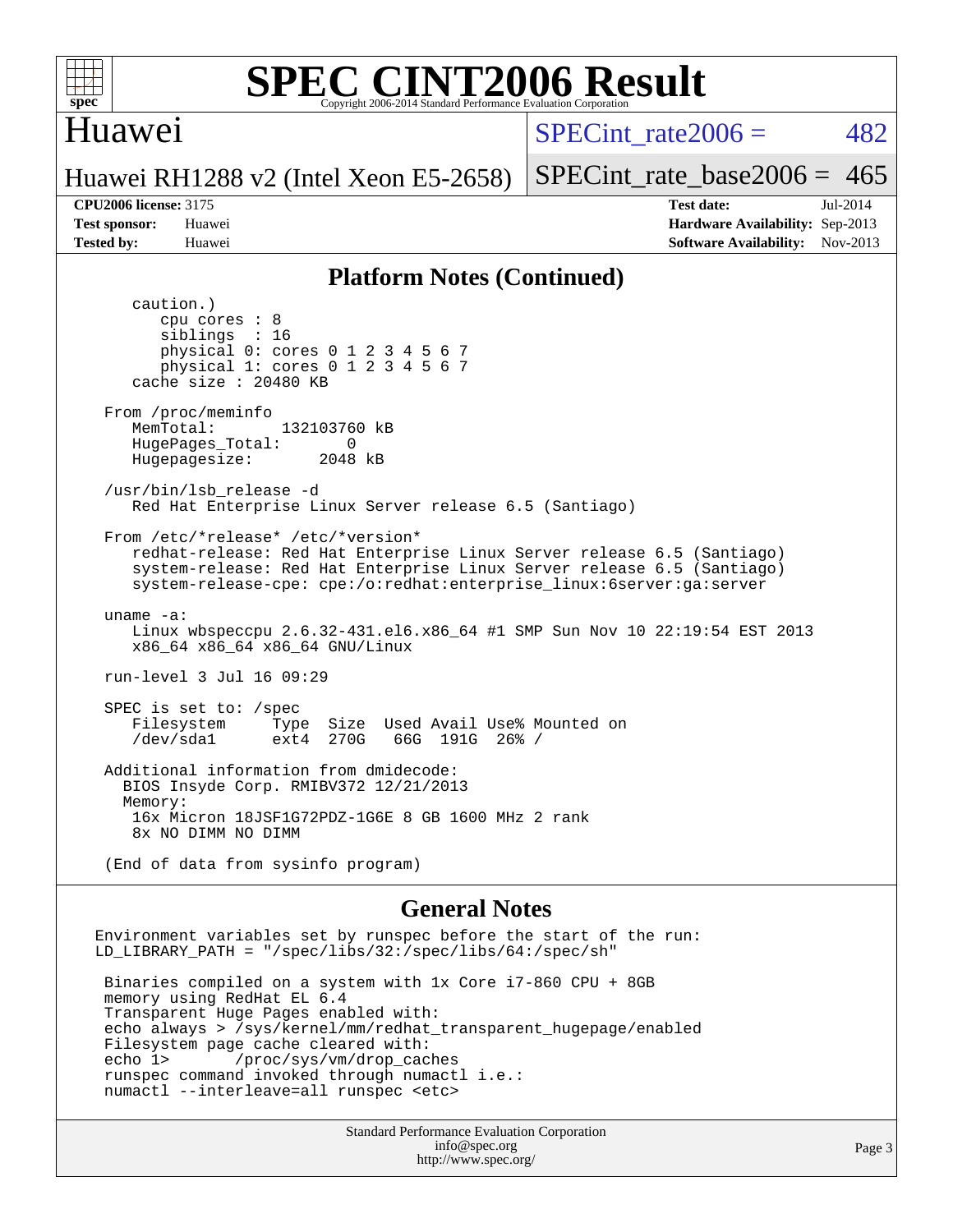# SPEC CINT2006 Result

Copyright 2006-2014 Standard Performance Evaluation Corporation

## Huawei

**Huawei RH1288 v2 (Intel Xeon E5-2658)**

SPECint_rate2006 = 482

SPECint_rate_base2006 = 465

| | | | |
|---|---|---|---|
| **CPU2006 license:** 3175 | | **Test date:** | Jul-2014 |
| **Test sponsor:** | Huawei | **Hardware Availability:** | Sep-2013 |
| **Tested by:** | Huawei | **Software Availability:** | Nov-2013 |

### Platform Notes (Continued)

```
      caution.)
         cpu cores : 8
         siblings  : 16
         physical 0: cores 0 1 2 3 4 5 6 7
         physical 1: cores 0 1 2 3 4 5 6 7
      cache size : 20480 KB

   From /proc/meminfo
      MemTotal:       132103760 kB
      HugePages_Total:       0
      Hugepagesize:       2048 kB

   /usr/bin/lsb_release -d
      Red Hat Enterprise Linux Server release 6.5 (Santiago)

   From /etc/*release* /etc/*version*
      redhat-release: Red Hat Enterprise Linux Server release 6.5 (Santiago)
      system-release: Red Hat Enterprise Linux Server release 6.5 (Santiago)
      system-release-cpe: cpe:/o:redhat:enterprise_linux:6server:ga:server

   uname -a:
      Linux wbspeccpu 2.6.32-431.el6.x86_64 #1 SMP Sun Nov 10 22:19:54 EST 2013
      x86_64 x86_64 x86_64 GNU/Linux

   run-level 3 Jul 16 09:29

   SPEC is set to: /spec
      Filesystem     Type  Size  Used Avail Use% Mounted on
      /dev/sda1      ext4  270G   66G  191G  26% /

   Additional information from dmidecode:
     BIOS Insyde Corp. RMIBV372 12/21/2013
     Memory:
      16x Micron 18JSF1G72PDZ-1G6E 8 GB 1600 MHz 2 rank
      8x NO DIMM NO DIMM

   (End of data from sysinfo program)
```

### General Notes

```
Environment variables set by runspec before the start of the run:
LD_LIBRARY_PATH = "/spec/libs/32:/spec/libs/64:/spec/sh"

 Binaries compiled on a system with 1x Core i7-860 CPU + 8GB
 memory using RedHat EL 6.4
 Transparent Huge Pages enabled with:
 echo always > /sys/kernel/mm/redhat_transparent_hugepage/enabled
 Filesystem page cache cleared with:
 echo 1>       /proc/sys/vm/drop_caches
 runspec command invoked through numactl i.e.:
 numactl --interleave=all runspec <etc>
```

Standard Performance Evaluation Corporation
info@spec.org
http://www.spec.org/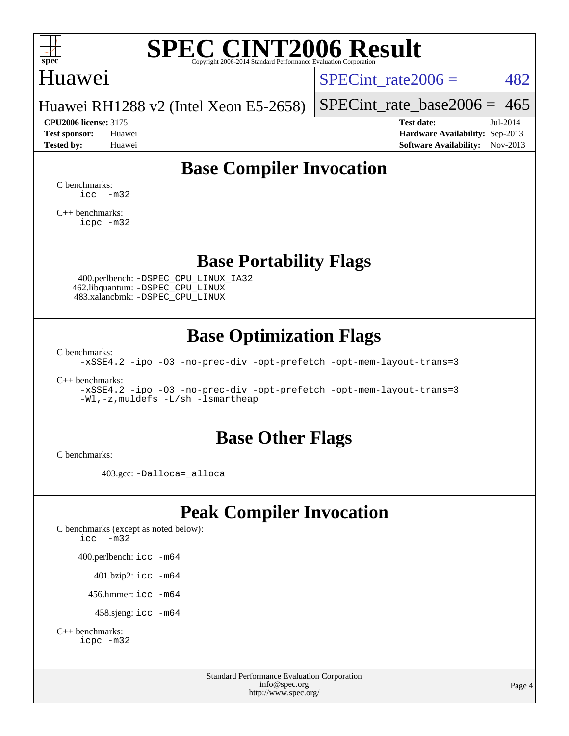# SPEC CINT2006 Result

Copyright 2006-2014 Standard Performance Evaluation Corporation

## Huawei

Huawei RH1288 v2 (Intel Xeon E5-2658)

SPECint_rate2006 = 482

SPECint_rate_base2006 = 465

**CPU2006 license:** 3175

**Test sponsor:** Huawei

**Tested by:** Huawei

**Test date:** Jul-2014

**Hardware Availability:** Sep-2013

**Software Availability:** Nov-2013

## Base Compiler Invocation

C benchmarks:
```
icc  -m32
```

C++ benchmarks:
```
icpc -m32
```

## Base Portability Flags

400.perlbench: `-DSPEC_CPU_LINUX_IA32`
462.libquantum: `-DSPEC_CPU_LINUX`
483.xalancbmk: `-DSPEC_CPU_LINUX`

## Base Optimization Flags

C benchmarks:
```
-xSSE4.2 -ipo -O3 -no-prec-div -opt-prefetch -opt-mem-layout-trans=3
```

C++ benchmarks:
```
-xSSE4.2 -ipo -O3 -no-prec-div -opt-prefetch -opt-mem-layout-trans=3
-Wl,-z,muldefs -L/sh -lsmartheap
```

## Base Other Flags

C benchmarks:

403.gcc: `-Dalloca=_alloca`

## Peak Compiler Invocation

C benchmarks (except as noted below):
```
icc  -m32
```

400.perlbench: `icc -m64`

401.bzip2: `icc -m64`

456.hmmer: `icc -m64`

458.sjeng: `icc -m64`

C++ benchmarks:
```
icpc -m32
```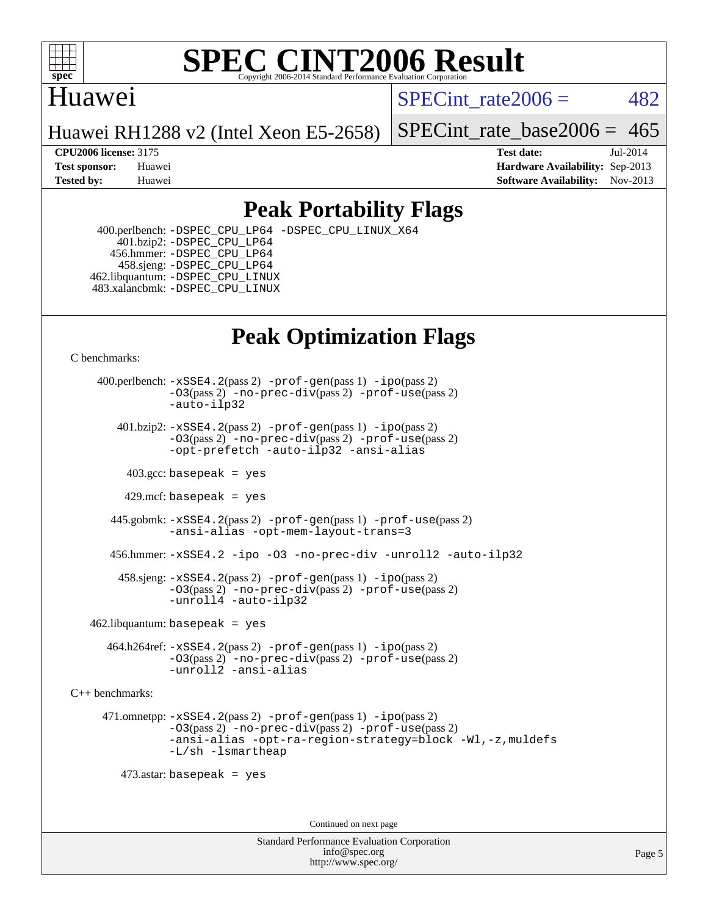# SPEC CINT2006 Result

Copyright 2006-2014 Standard Performance Evaluation Corporation

## Huawei

Huawei RH1288 v2 (Intel Xeon E5-2658)

SPECint_rate2006 = 482

SPECint_rate_base2006 = 465

**CPU2006 license:** 3175
**Test sponsor:** Huawei
**Tested by:** Huawei

**Test date:** Jul-2014
**Hardware Availability:** Sep-2013
**Software Availability:** Nov-2013

## Peak Portability Flags

400.perlbench: `-DSPEC_CPU_LP64 -DSPEC_CPU_LINUX_X64`
401.bzip2: `-DSPEC_CPU_LP64`
456.hmmer: `-DSPEC_CPU_LP64`
458.sjeng: `-DSPEC_CPU_LP64`
462.libquantum: `-DSPEC_CPU_LINUX`
483.xalancbmk: `-DSPEC_CPU_LINUX`

## Peak Optimization Flags

C benchmarks:

400.perlbench: `-xSSE4.2`(pass 2) `-prof-gen`(pass 1) `-ipo`(pass 2) `-O3`(pass 2) `-no-prec-div`(pass 2) `-prof-use`(pass 2) `-auto-ilp32`

401.bzip2: `-xSSE4.2`(pass 2) `-prof-gen`(pass 1) `-ipo`(pass 2) `-O3`(pass 2) `-no-prec-div`(pass 2) `-prof-use`(pass 2) `-opt-prefetch -auto-ilp32 -ansi-alias`

403.gcc: `basepeak = yes`

429.mcf: `basepeak = yes`

445.gobmk: `-xSSE4.2`(pass 2) `-prof-gen`(pass 1) `-prof-use`(pass 2) `-ansi-alias -opt-mem-layout-trans=3`

456.hmmer: `-xSSE4.2 -ipo -O3 -no-prec-div -unroll2 -auto-ilp32`

458.sjeng: `-xSSE4.2`(pass 2) `-prof-gen`(pass 1) `-ipo`(pass 2) `-O3`(pass 2) `-no-prec-div`(pass 2) `-prof-use`(pass 2) `-unroll4 -auto-ilp32`

462.libquantum: `basepeak = yes`

464.h264ref: `-xSSE4.2`(pass 2) `-prof-gen`(pass 1) `-ipo`(pass 2) `-O3`(pass 2) `-no-prec-div`(pass 2) `-prof-use`(pass 2) `-unroll2 -ansi-alias`

C++ benchmarks:

471.omnetpp: `-xSSE4.2`(pass 2) `-prof-gen`(pass 1) `-ipo`(pass 2) `-O3`(pass 2) `-no-prec-div`(pass 2) `-prof-use`(pass 2) `-ansi-alias -opt-ra-region-strategy=block -Wl,-z,muldefs -L/sh -lsmartheap`

473.astar: `basepeak = yes`

Continued on next page

Standard Performance Evaluation Corporation
info@spec.org
http://www.spec.org/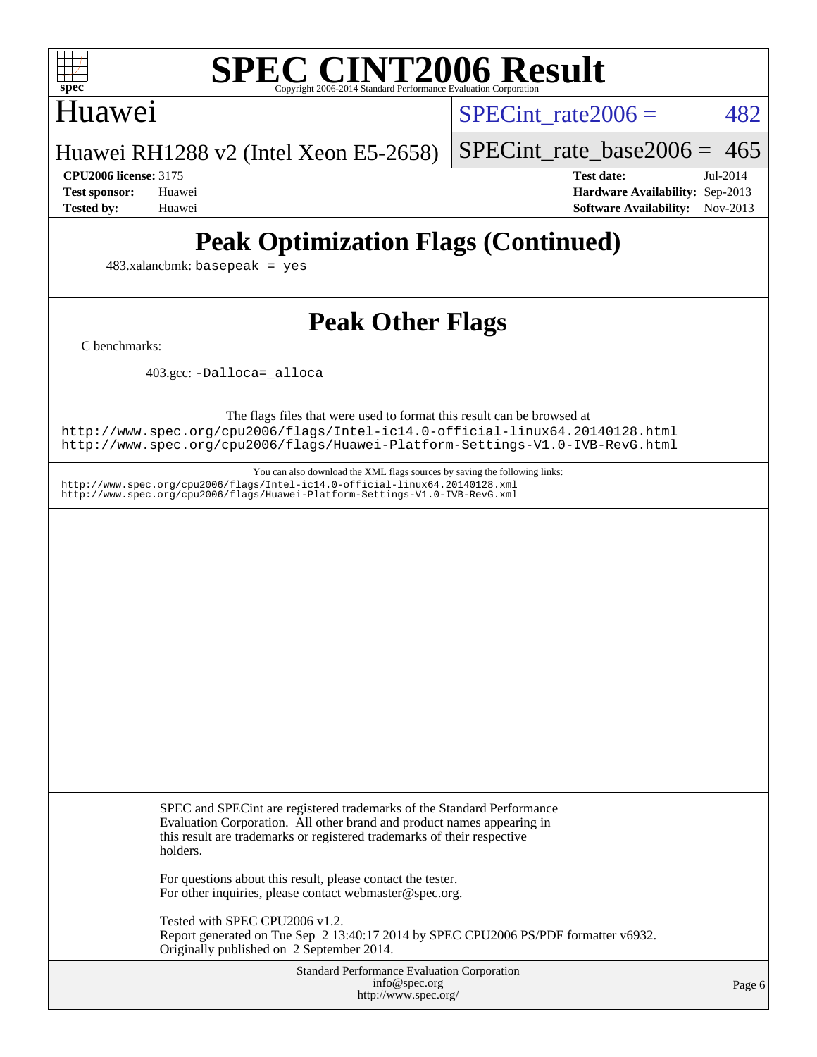# Peak Optimization Flags (Continued)

483.xalancbmk: basepeak = yes

# Peak Other Flags

C benchmarks:

403.gcc: -Dalloca=_alloca

The flags files that were used to format this result can be browsed at
http://www.spec.org/cpu2006/flags/Intel-ic14.0-official-linux64.20140128.html
http://www.spec.org/cpu2006/flags/Huawei-Platform-Settings-V1.0-IVB-RevG.html

You can also download the XML flags sources by saving the following links:
http://www.spec.org/cpu2006/flags/Intel-ic14.0-official-linux64.20140128.xml
http://www.spec.org/cpu2006/flags/Huawei-Platform-Settings-V1.0-IVB-RevG.xml

SPEC and SPECint are registered trademarks of the Standard Performance Evaluation Corporation. All other brand and product names appearing in this result are trademarks or registered trademarks of their respective holders.

For questions about this result, please contact the tester.
For other inquiries, please contact webmaster@spec.org.

Tested with SPEC CPU2006 v1.2.
Report generated on Tue Sep 2 13:40:17 2014 by SPEC CPU2006 PS/PDF formatter v6932.
Originally published on 2 September 2014.